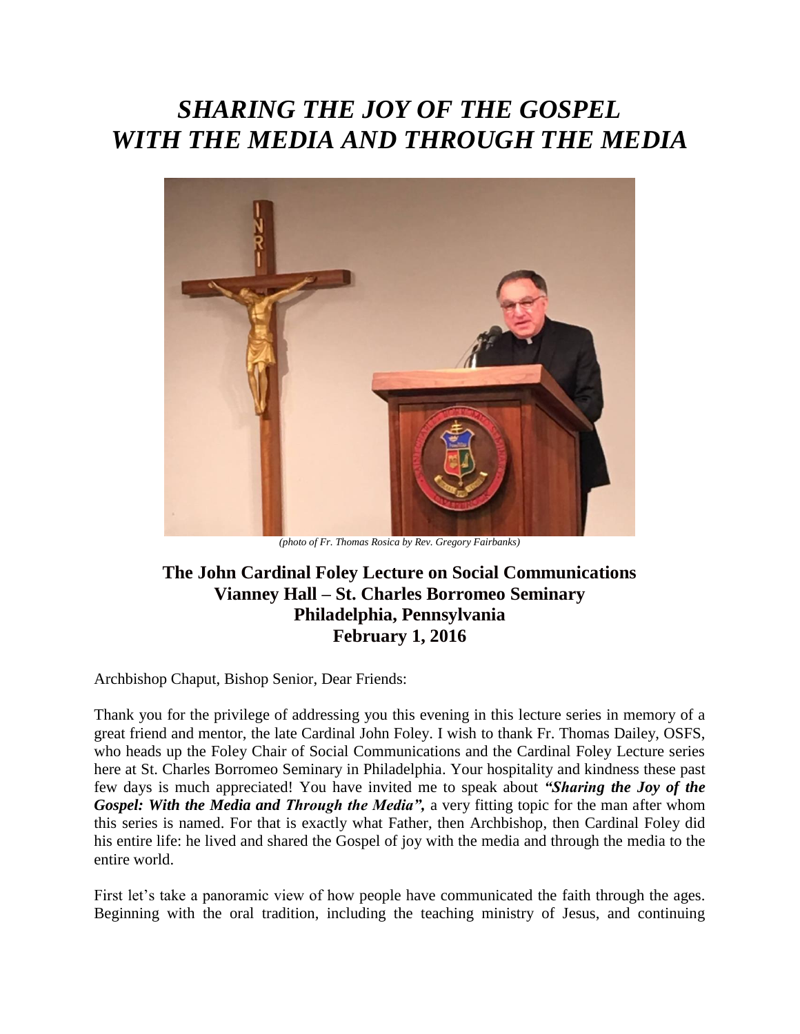# *SHARING THE JOY OF THE GOSPEL WITH THE MEDIA AND THROUGH THE MEDIA*

*(photo of Fr. Thomas Rosica by Rev. Gregory Fairbanks)*

**The John Cardinal Foley Lecture on Social Communications**
**Vianney Hall – St. Charles Borromeo Seminary**
**Philadelphia, Pennsylvania**
**February 1, 2016**

Archbishop Chaput, Bishop Senior, Dear Friends:

Thank you for the privilege of addressing you this evening in this lecture series in memory of a great friend and mentor, the late Cardinal John Foley. I wish to thank Fr. Thomas Dailey, OSFS, who heads up the Foley Chair of Social Communications and the Cardinal Foley Lecture series here at St. Charles Borromeo Seminary in Philadelphia. Your hospitality and kindness these past few days is much appreciated! You have invited me to speak about ***"Sharing the Joy of the Gospel: With the Media and Through the Media"***, a very fitting topic for the man after whom this series is named. For that is exactly what Father, then Archbishop, then Cardinal Foley did his entire life: he lived and shared the Gospel of joy with the media and through the media to the entire world.

First let's take a panoramic view of how people have communicated the faith through the ages. Beginning with the oral tradition, including the teaching ministry of Jesus, and continuing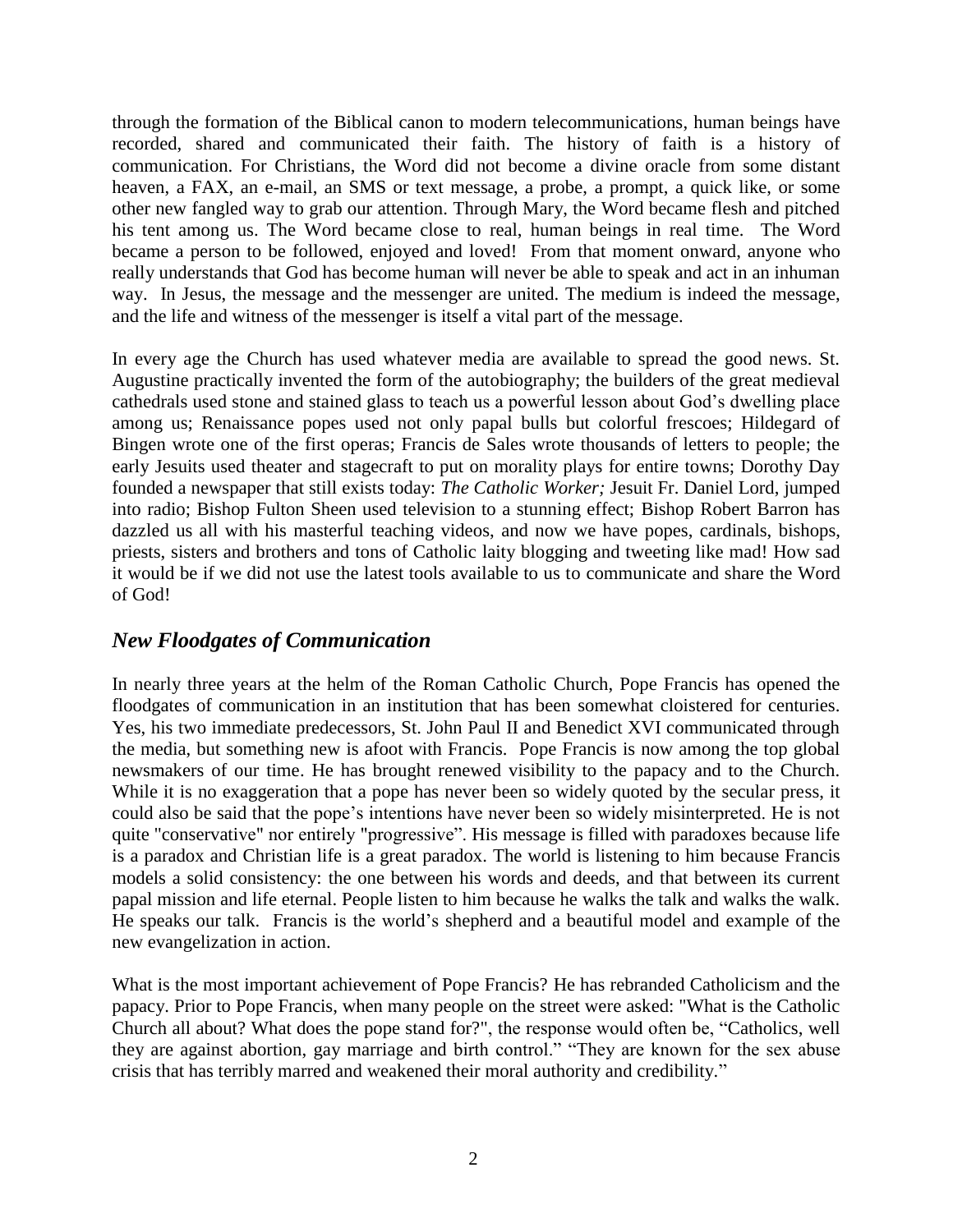through the formation of the Biblical canon to modern telecommunications, human beings have recorded, shared and communicated their faith. The history of faith is a history of communication. For Christians, the Word did not become a divine oracle from some distant heaven, a FAX, an e-mail, an SMS or text message, a probe, a prompt, a quick like, or some other new fangled way to grab our attention. Through Mary, the Word became flesh and pitched his tent among us. The Word became close to real, human beings in real time. The Word became a person to be followed, enjoyed and loved! From that moment onward, anyone who really understands that God has become human will never be able to speak and act in an inhuman way. In Jesus, the message and the messenger are united. The medium is indeed the message, and the life and witness of the messenger is itself a vital part of the message.

In every age the Church has used whatever media are available to spread the good news. St. Augustine practically invented the form of the autobiography; the builders of the great medieval cathedrals used stone and stained glass to teach us a powerful lesson about God's dwelling place among us; Renaissance popes used not only papal bulls but colorful frescoes; Hildegard of Bingen wrote one of the first operas; Francis de Sales wrote thousands of letters to people; the early Jesuits used theater and stagecraft to put on morality plays for entire towns; Dorothy Day founded a newspaper that still exists today: *The Catholic Worker;* Jesuit Fr. Daniel Lord, jumped into radio; Bishop Fulton Sheen used television to a stunning effect; Bishop Robert Barron has dazzled us all with his masterful teaching videos, and now we have popes, cardinals, bishops, priests, sisters and brothers and tons of Catholic laity blogging and tweeting like mad! How sad it would be if we did not use the latest tools available to us to communicate and share the Word of God!

## *New Floodgates of Communication*

In nearly three years at the helm of the Roman Catholic Church, Pope Francis has opened the floodgates of communication in an institution that has been somewhat cloistered for centuries. Yes, his two immediate predecessors, St. John Paul II and Benedict XVI communicated through the media, but something new is afoot with Francis. Pope Francis is now among the top global newsmakers of our time. He has brought renewed visibility to the papacy and to the Church. While it is no exaggeration that a pope has never been so widely quoted by the secular press, it could also be said that the pope's intentions have never been so widely misinterpreted. He is not quite "conservative" nor entirely "progressive". His message is filled with paradoxes because life is a paradox and Christian life is a great paradox. The world is listening to him because Francis models a solid consistency: the one between his words and deeds, and that between its current papal mission and life eternal. People listen to him because he walks the talk and walks the walk. He speaks our talk. Francis is the world's shepherd and a beautiful model and example of the new evangelization in action.

What is the most important achievement of Pope Francis? He has rebranded Catholicism and the papacy. Prior to Pope Francis, when many people on the street were asked: "What is the Catholic Church all about? What does the pope stand for?", the response would often be, "Catholics, well they are against abortion, gay marriage and birth control." "They are known for the sex abuse crisis that has terribly marred and weakened their moral authority and credibility."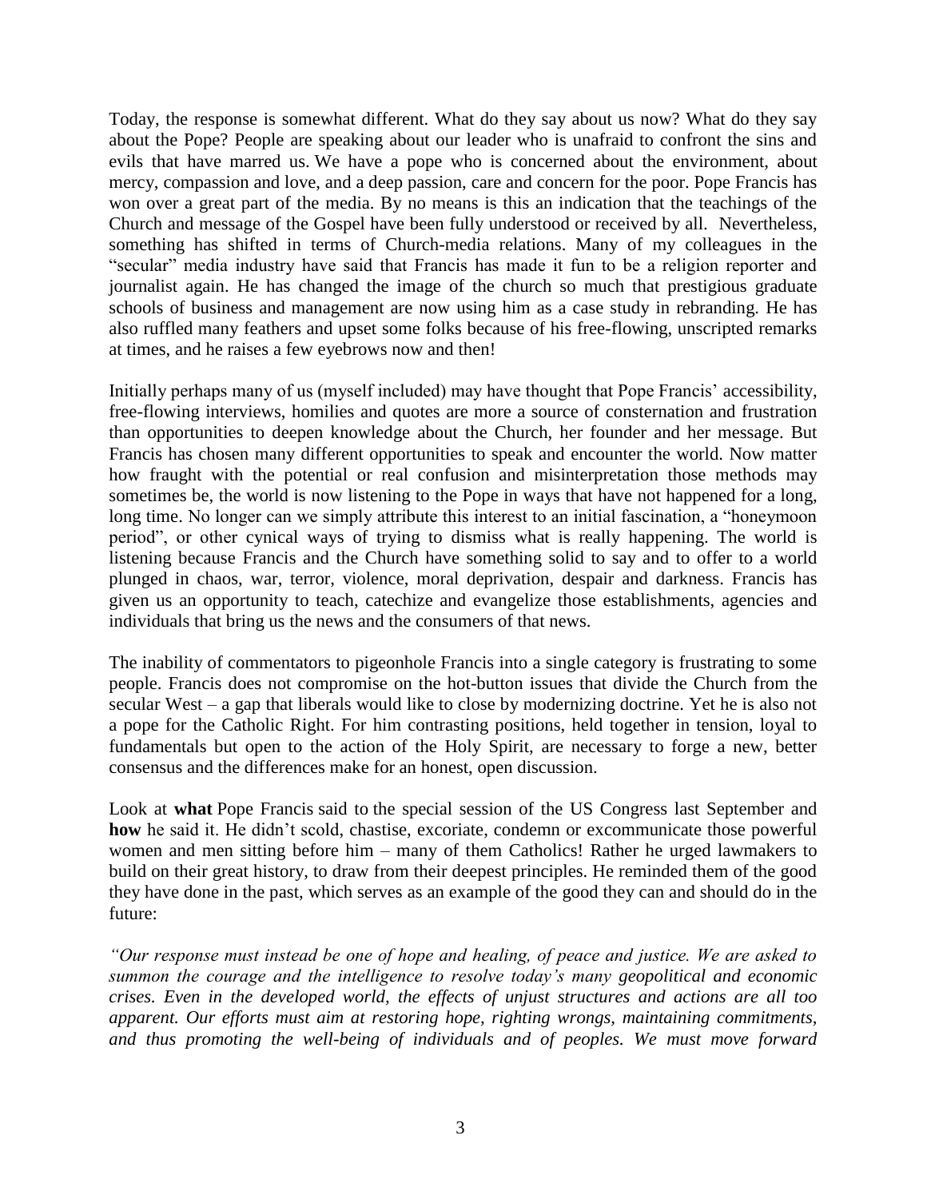Today, the response is somewhat different. What do they say about us now? What do they say about the Pope? People are speaking about our leader who is unafraid to confront the sins and evils that have marred us. We have a pope who is concerned about the environment, about mercy, compassion and love, and a deep passion, care and concern for the poor. Pope Francis has won over a great part of the media. By no means is this an indication that the teachings of the Church and message of the Gospel have been fully understood or received by all. Nevertheless, something has shifted in terms of Church-media relations. Many of my colleagues in the "secular" media industry have said that Francis has made it fun to be a religion reporter and journalist again. He has changed the image of the church so much that prestigious graduate schools of business and management are now using him as a case study in rebranding. He has also ruffled many feathers and upset some folks because of his free-flowing, unscripted remarks at times, and he raises a few eyebrows now and then!

Initially perhaps many of us (myself included) may have thought that Pope Francis' accessibility, free-flowing interviews, homilies and quotes are more a source of consternation and frustration than opportunities to deepen knowledge about the Church, her founder and her message. But Francis has chosen many different opportunities to speak and encounter the world. Now matter how fraught with the potential or real confusion and misinterpretation those methods may sometimes be, the world is now listening to the Pope in ways that have not happened for a long, long time. No longer can we simply attribute this interest to an initial fascination, a "honeymoon period", or other cynical ways of trying to dismiss what is really happening. The world is listening because Francis and the Church have something solid to say and to offer to a world plunged in chaos, war, terror, violence, moral deprivation, despair and darkness. Francis has given us an opportunity to teach, catechize and evangelize those establishments, agencies and individuals that bring us the news and the consumers of that news.

The inability of commentators to pigeonhole Francis into a single category is frustrating to some people. Francis does not compromise on the hot-button issues that divide the Church from the secular West – a gap that liberals would like to close by modernizing doctrine. Yet he is also not a pope for the Catholic Right. For him contrasting positions, held together in tension, loyal to fundamentals but open to the action of the Holy Spirit, are necessary to forge a new, better consensus and the differences make for an honest, open discussion.

Look at **what** Pope Francis said to the special session of the US Congress last September and **how** he said it. He didn't scold, chastise, excoriate, condemn or excommunicate those powerful women and men sitting before him – many of them Catholics! Rather he urged lawmakers to build on their great history, to draw from their deepest principles. He reminded them of the good they have done in the past, which serves as an example of the good they can and should do in the future:

*"Our response must instead be one of hope and healing, of peace and justice. We are asked to summon the courage and the intelligence to resolve today's many geopolitical and economic crises. Even in the developed world, the effects of unjust structures and actions are all too apparent. Our efforts must aim at restoring hope, righting wrongs, maintaining commitments, and thus promoting the well-being of individuals and of peoples. We must move forward*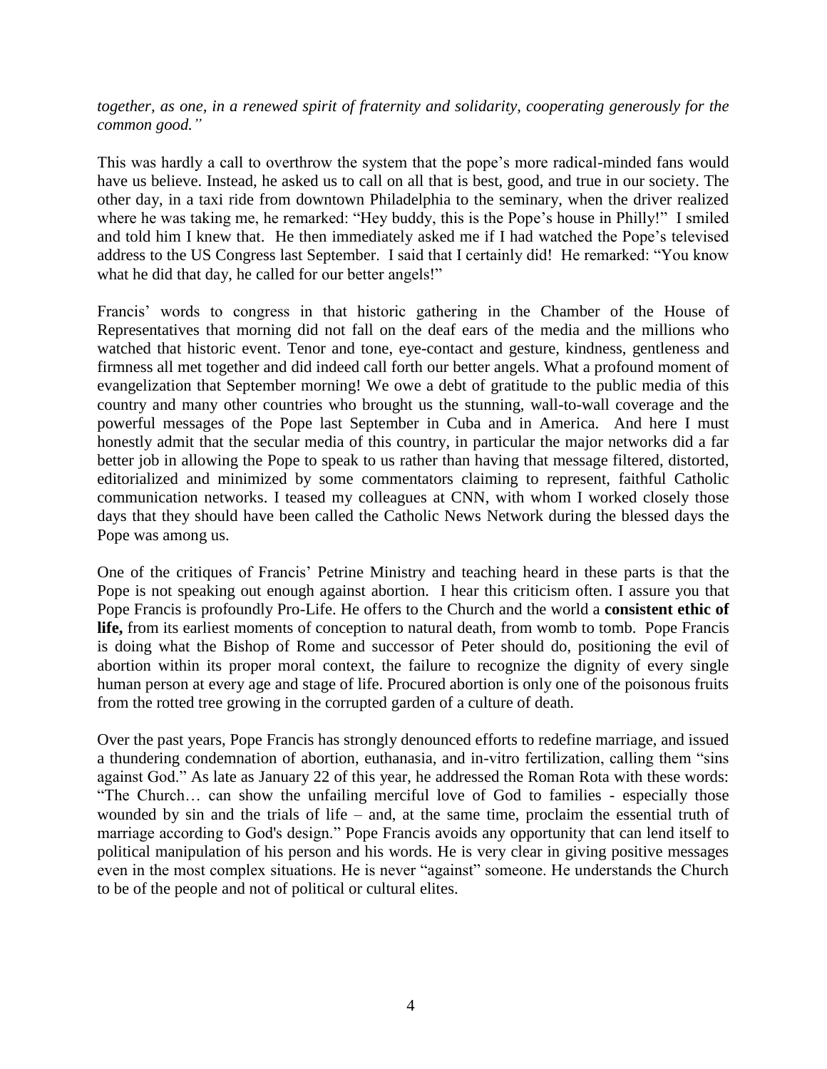*together, as one, in a renewed spirit of fraternity and solidarity, cooperating generously for the common good."*

This was hardly a call to overthrow the system that the pope's more radical-minded fans would have us believe. Instead, he asked us to call on all that is best, good, and true in our society. The other day, in a taxi ride from downtown Philadelphia to the seminary, when the driver realized where he was taking me, he remarked: "Hey buddy, this is the Pope's house in Philly!" I smiled and told him I knew that. He then immediately asked me if I had watched the Pope's televised address to the US Congress last September. I said that I certainly did! He remarked: "You know what he did that day, he called for our better angels!"

Francis' words to congress in that historic gathering in the Chamber of the House of Representatives that morning did not fall on the deaf ears of the media and the millions who watched that historic event. Tenor and tone, eye-contact and gesture, kindness, gentleness and firmness all met together and did indeed call forth our better angels. What a profound moment of evangelization that September morning! We owe a debt of gratitude to the public media of this country and many other countries who brought us the stunning, wall-to-wall coverage and the powerful messages of the Pope last September in Cuba and in America. And here I must honestly admit that the secular media of this country, in particular the major networks did a far better job in allowing the Pope to speak to us rather than having that message filtered, distorted, editorialized and minimized by some commentators claiming to represent, faithful Catholic communication networks. I teased my colleagues at CNN, with whom I worked closely those days that they should have been called the Catholic News Network during the blessed days the Pope was among us.

One of the critiques of Francis' Petrine Ministry and teaching heard in these parts is that the Pope is not speaking out enough against abortion. I hear this criticism often. I assure you that Pope Francis is profoundly Pro-Life. He offers to the Church and the world a **consistent ethic of life,** from its earliest moments of conception to natural death, from womb to tomb. Pope Francis is doing what the Bishop of Rome and successor of Peter should do, positioning the evil of abortion within its proper moral context, the failure to recognize the dignity of every single human person at every age and stage of life. Procured abortion is only one of the poisonous fruits from the rotted tree growing in the corrupted garden of a culture of death.

Over the past years, Pope Francis has strongly denounced efforts to redefine marriage, and issued a thundering condemnation of abortion, euthanasia, and in-vitro fertilization, calling them "sins against God." As late as January 22 of this year, he addressed the Roman Rota with these words: "The Church… can show the unfailing merciful love of God to families - especially those wounded by sin and the trials of life – and, at the same time, proclaim the essential truth of marriage according to God's design." Pope Francis avoids any opportunity that can lend itself to political manipulation of his person and his words. He is very clear in giving positive messages even in the most complex situations. He is never "against" someone. He understands the Church to be of the people and not of political or cultural elites.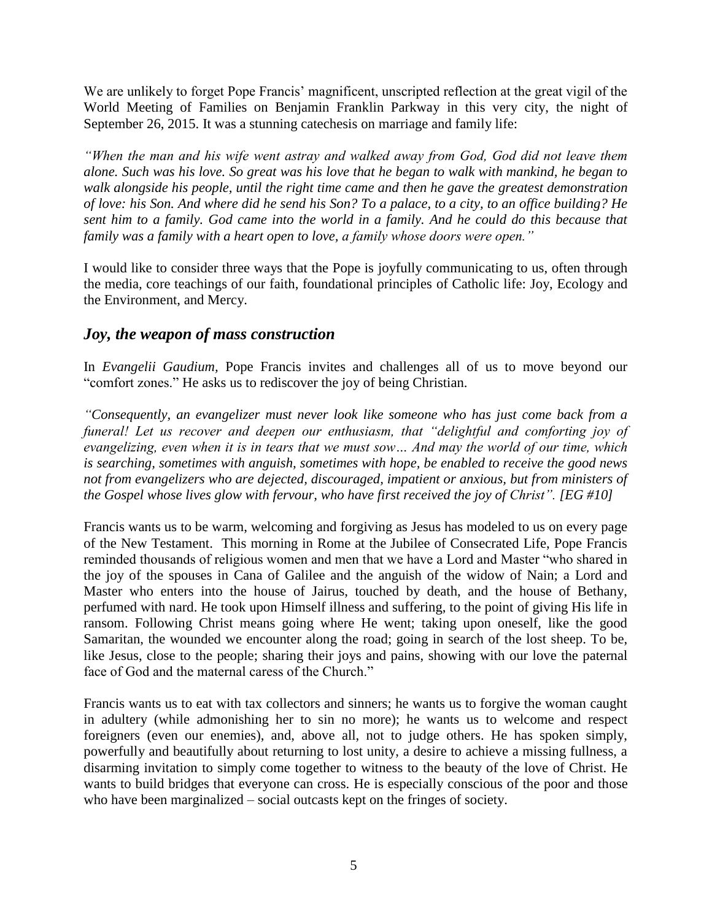We are unlikely to forget Pope Francis' magnificent, unscripted reflection at the great vigil of the World Meeting of Families on Benjamin Franklin Parkway in this very city, the night of September 26, 2015. It was a stunning catechesis on marriage and family life:

*"When the man and his wife went astray and walked away from God, God did not leave them alone. Such was his love. So great was his love that he began to walk with mankind, he began to walk alongside his people, until the right time came and then he gave the greatest demonstration of love: his Son. And where did he send his Son? To a palace, to a city, to an office building? He sent him to a family. God came into the world in a family. And he could do this because that family was a family with a heart open to love, a family whose doors were open."*

I would like to consider three ways that the Pope is joyfully communicating to us, often through the media, core teachings of our faith, foundational principles of Catholic life: Joy, Ecology and the Environment, and Mercy.

## *Joy, the weapon of mass construction*

In *Evangelii Gaudium*, Pope Francis invites and challenges all of us to move beyond our "comfort zones." He asks us to rediscover the joy of being Christian.

*"Consequently, an evangelizer must never look like someone who has just come back from a funeral! Let us recover and deepen our enthusiasm, that "delightful and comforting joy of evangelizing, even when it is in tears that we must sow… And may the world of our time, which is searching, sometimes with anguish, sometimes with hope, be enabled to receive the good news not from evangelizers who are dejected, discouraged, impatient or anxious, but from ministers of the Gospel whose lives glow with fervour, who have first received the joy of Christ". [EG #10]*

Francis wants us to be warm, welcoming and forgiving as Jesus has modeled to us on every page of the New Testament. This morning in Rome at the Jubilee of Consecrated Life, Pope Francis reminded thousands of religious women and men that we have a Lord and Master "who shared in the joy of the spouses in Cana of Galilee and the anguish of the widow of Nain; a Lord and Master who enters into the house of Jairus, touched by death, and the house of Bethany, perfumed with nard. He took upon Himself illness and suffering, to the point of giving His life in ransom. Following Christ means going where He went; taking upon oneself, like the good Samaritan, the wounded we encounter along the road; going in search of the lost sheep. To be, like Jesus, close to the people; sharing their joys and pains, showing with our love the paternal face of God and the maternal caress of the Church."

Francis wants us to eat with tax collectors and sinners; he wants us to forgive the woman caught in adultery (while admonishing her to sin no more); he wants us to welcome and respect foreigners (even our enemies), and, above all, not to judge others. He has spoken simply, powerfully and beautifully about returning to lost unity, a desire to achieve a missing fullness, a disarming invitation to simply come together to witness to the beauty of the love of Christ. He wants to build bridges that everyone can cross. He is especially conscious of the poor and those who have been marginalized – social outcasts kept on the fringes of society.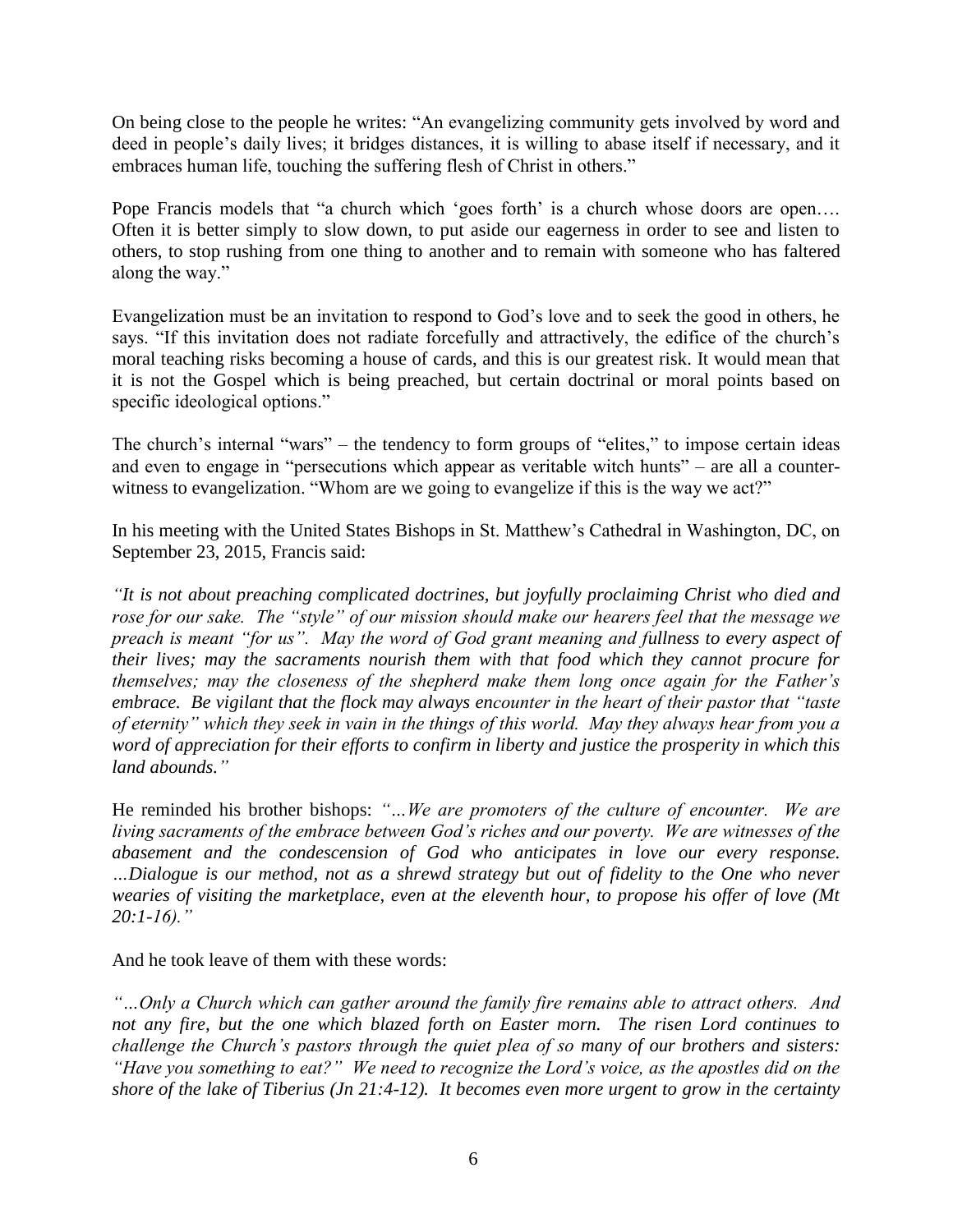On being close to the people he writes: "An evangelizing community gets involved by word and deed in people's daily lives; it bridges distances, it is willing to abase itself if necessary, and it embraces human life, touching the suffering flesh of Christ in others."

Pope Francis models that "a church which 'goes forth' is a church whose doors are open…. Often it is better simply to slow down, to put aside our eagerness in order to see and listen to others, to stop rushing from one thing to another and to remain with someone who has faltered along the way."

Evangelization must be an invitation to respond to God's love and to seek the good in others, he says. "If this invitation does not radiate forcefully and attractively, the edifice of the church's moral teaching risks becoming a house of cards, and this is our greatest risk. It would mean that it is not the Gospel which is being preached, but certain doctrinal or moral points based on specific ideological options."

The church's internal "wars" – the tendency to form groups of "elites," to impose certain ideas and even to engage in "persecutions which appear as veritable witch hunts" – are all a counter-witness to evangelization. "Whom are we going to evangelize if this is the way we act?"

In his meeting with the United States Bishops in St. Matthew's Cathedral in Washington, DC, on September 23, 2015, Francis said:

*"It is not about preaching complicated doctrines, but joyfully proclaiming Christ who died and rose for our sake. The "style" of our mission should make our hearers feel that the message we preach is meant "for us". May the word of God grant meaning and fullness to every aspect of their lives; may the sacraments nourish them with that food which they cannot procure for themselves; may the closeness of the shepherd make them long once again for the Father's embrace. Be vigilant that the flock may always encounter in the heart of their pastor that "taste of eternity" which they seek in vain in the things of this world. May they always hear from you a word of appreciation for their efforts to confirm in liberty and justice the prosperity in which this land abounds."*

He reminded his brother bishops: *"…We are promoters of the culture of encounter. We are living sacraments of the embrace between God's riches and our poverty. We are witnesses of the abasement and the condescension of God who anticipates in love our every response. …Dialogue is our method, not as a shrewd strategy but out of fidelity to the One who never wearies of visiting the marketplace, even at the eleventh hour, to propose his offer of love (Mt 20:1-16)."*

And he took leave of them with these words:

*"…Only a Church which can gather around the family fire remains able to attract others. And not any fire, but the one which blazed forth on Easter morn. The risen Lord continues to challenge the Church's pastors through the quiet plea of so many of our brothers and sisters: "Have you something to eat?" We need to recognize the Lord's voice, as the apostles did on the shore of the lake of Tiberius (Jn 21:4-12). It becomes even more urgent to grow in the certainty*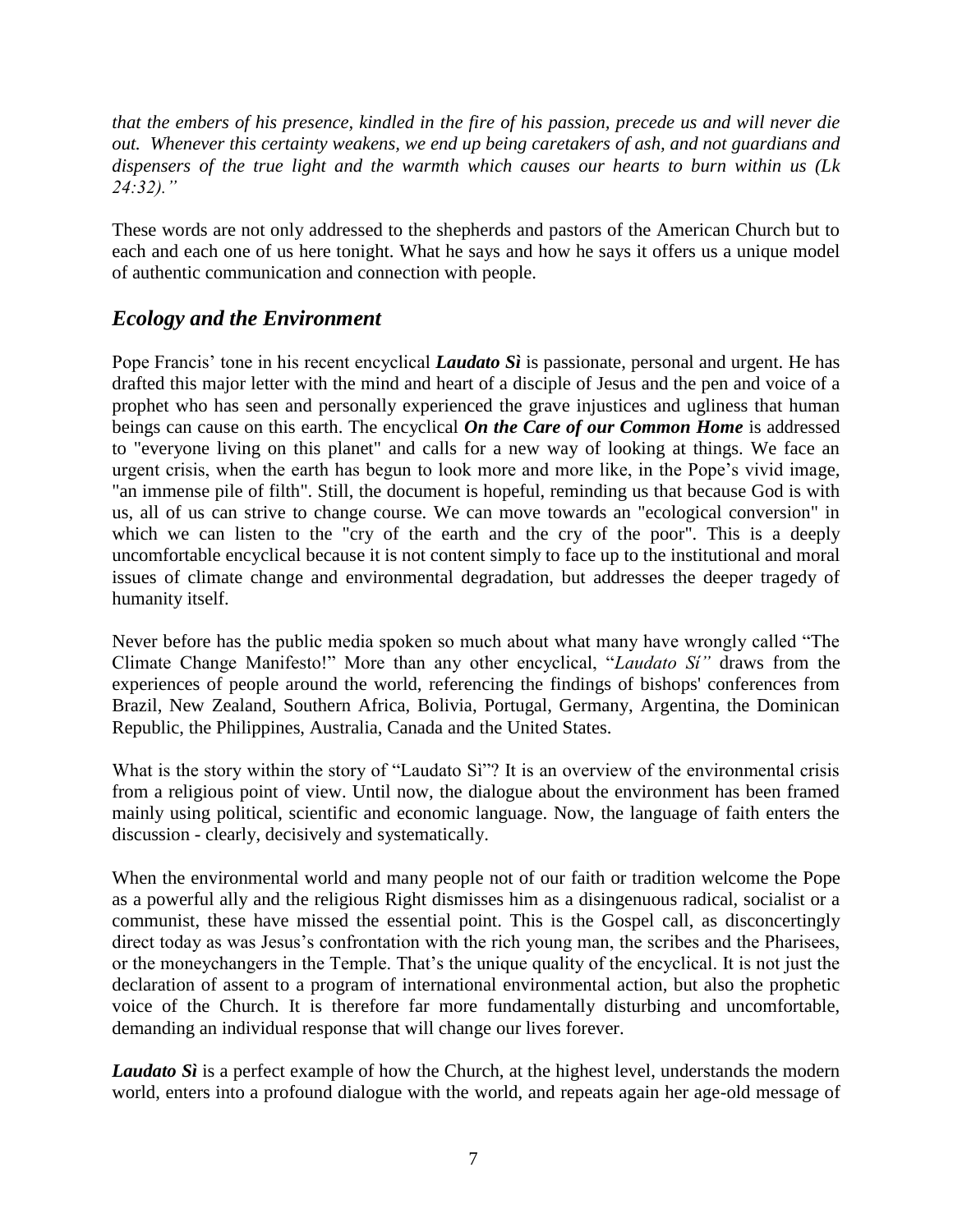*that the embers of his presence, kindled in the fire of his passion, precede us and will never die out. Whenever this certainty weakens, we end up being caretakers of ash, and not guardians and dispensers of the true light and the warmth which causes our hearts to burn within us (Lk 24:32)."*

These words are not only addressed to the shepherds and pastors of the American Church but to each and each one of us here tonight. What he says and how he says it offers us a unique model of authentic communication and connection with people.

## *Ecology and the Environment*

Pope Francis' tone in his recent encyclical ***Laudato Sì*** is passionate, personal and urgent. He has drafted this major letter with the mind and heart of a disciple of Jesus and the pen and voice of a prophet who has seen and personally experienced the grave injustices and ugliness that human beings can cause on this earth. The encyclical ***On the Care of our Common Home*** is addressed to "everyone living on this planet" and calls for a new way of looking at things. We face an urgent crisis, when the earth has begun to look more and more like, in the Pope's vivid image, "an immense pile of filth". Still, the document is hopeful, reminding us that because God is with us, all of us can strive to change course. We can move towards an "ecological conversion" in which we can listen to the "cry of the earth and the cry of the poor". This is a deeply uncomfortable encyclical because it is not content simply to face up to the institutional and moral issues of climate change and environmental degradation, but addresses the deeper tragedy of humanity itself.

Never before has the public media spoken so much about what many have wrongly called "The Climate Change Manifesto!" More than any other encyclical, "*Laudato Sí"* draws from the experiences of people around the world, referencing the findings of bishops' conferences from Brazil, New Zealand, Southern Africa, Bolivia, Portugal, Germany, Argentina, the Dominican Republic, the Philippines, Australia, Canada and the United States.

What is the story within the story of "Laudato Sì"? It is an overview of the environmental crisis from a religious point of view. Until now, the dialogue about the environment has been framed mainly using political, scientific and economic language. Now, the language of faith enters the discussion - clearly, decisively and systematically.

When the environmental world and many people not of our faith or tradition welcome the Pope as a powerful ally and the religious Right dismisses him as a disingenuous radical, socialist or a communist, these have missed the essential point. This is the Gospel call, as disconcertingly direct today as was Jesus's confrontation with the rich young man, the scribes and the Pharisees, or the moneychangers in the Temple. That's the unique quality of the encyclical. It is not just the declaration of assent to a program of international environmental action, but also the prophetic voice of the Church. It is therefore far more fundamentally disturbing and uncomfortable, demanding an individual response that will change our lives forever.

***Laudato Sì*** is a perfect example of how the Church, at the highest level, understands the modern world, enters into a profound dialogue with the world, and repeats again her age-old message of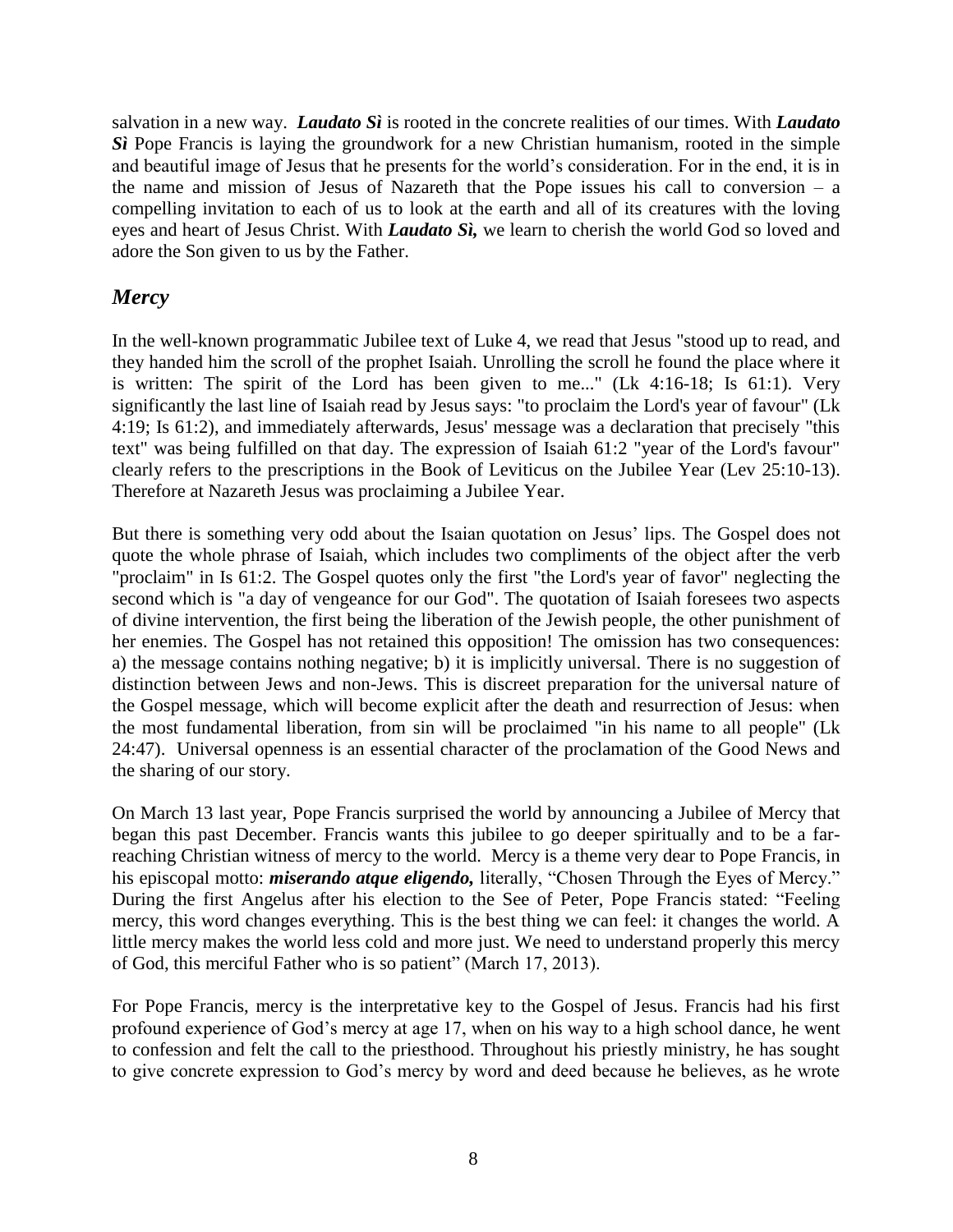salvation in a new way. ***Laudato Sì*** is rooted in the concrete realities of our times. With ***Laudato Sì*** Pope Francis is laying the groundwork for a new Christian humanism, rooted in the simple and beautiful image of Jesus that he presents for the world's consideration. For in the end, it is in the name and mission of Jesus of Nazareth that the Pope issues his call to conversion – a compelling invitation to each of us to look at the earth and all of its creatures with the loving eyes and heart of Jesus Christ. With ***Laudato Sì,*** we learn to cherish the world God so loved and adore the Son given to us by the Father.

## *Mercy*

In the well-known programmatic Jubilee text of Luke 4, we read that Jesus "stood up to read, and they handed him the scroll of the prophet Isaiah. Unrolling the scroll he found the place where it is written: The spirit of the Lord has been given to me..." (Lk 4:16-18; Is 61:1). Very significantly the last line of Isaiah read by Jesus says: "to proclaim the Lord's year of favour" (Lk 4:19; Is 61:2), and immediately afterwards, Jesus' message was a declaration that precisely "this text" was being fulfilled on that day. The expression of Isaiah 61:2 "year of the Lord's favour" clearly refers to the prescriptions in the Book of Leviticus on the Jubilee Year (Lev 25:10-13). Therefore at Nazareth Jesus was proclaiming a Jubilee Year.

But there is something very odd about the Isaian quotation on Jesus' lips. The Gospel does not quote the whole phrase of Isaiah, which includes two compliments of the object after the verb "proclaim" in Is 61:2. The Gospel quotes only the first "the Lord's year of favor" neglecting the second which is "a day of vengeance for our God". The quotation of Isaiah foresees two aspects of divine intervention, the first being the liberation of the Jewish people, the other punishment of her enemies. The Gospel has not retained this opposition! The omission has two consequences: a) the message contains nothing negative; b) it is implicitly universal. There is no suggestion of distinction between Jews and non-Jews. This is discreet preparation for the universal nature of the Gospel message, which will become explicit after the death and resurrection of Jesus: when the most fundamental liberation, from sin will be proclaimed "in his name to all people" (Lk 24:47). Universal openness is an essential character of the proclamation of the Good News and the sharing of our story.

On March 13 last year, Pope Francis surprised the world by announcing a Jubilee of Mercy that began this past December. Francis wants this jubilee to go deeper spiritually and to be a far-reaching Christian witness of mercy to the world. Mercy is a theme very dear to Pope Francis, in his episcopal motto: ***miserando atque eligendo,*** literally, "Chosen Through the Eyes of Mercy." During the first Angelus after his election to the See of Peter, Pope Francis stated: "Feeling mercy, this word changes everything. This is the best thing we can feel: it changes the world. A little mercy makes the world less cold and more just. We need to understand properly this mercy of God, this merciful Father who is so patient" (March 17, 2013).

For Pope Francis, mercy is the interpretative key to the Gospel of Jesus. Francis had his first profound experience of God's mercy at age 17, when on his way to a high school dance, he went to confession and felt the call to the priesthood. Throughout his priestly ministry, he has sought to give concrete expression to God's mercy by word and deed because he believes, as he wrote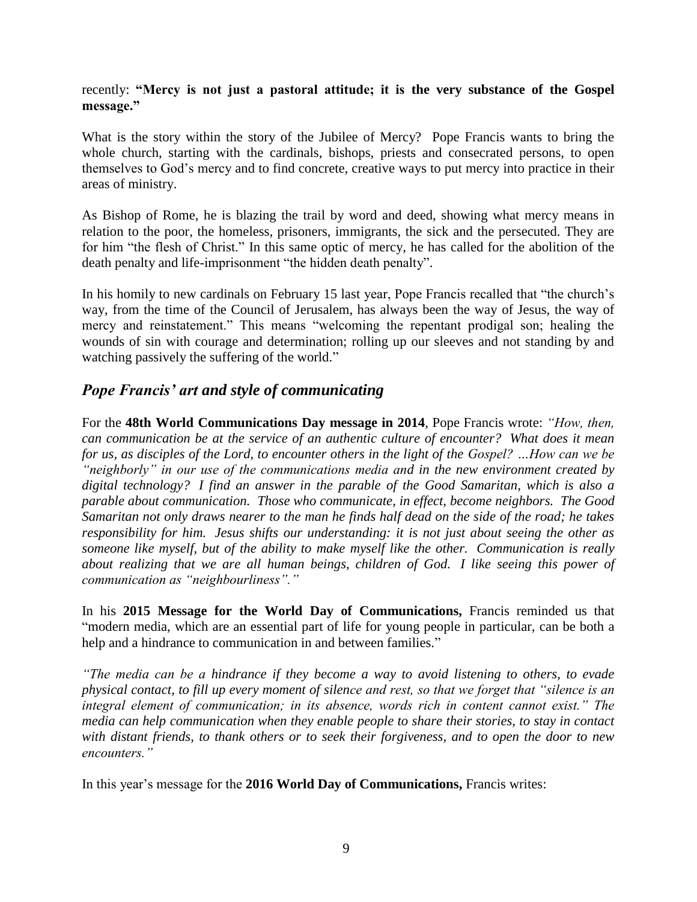recently: **"Mercy is not just a pastoral attitude; it is the very substance of the Gospel message."**

What is the story within the story of the Jubilee of Mercy? Pope Francis wants to bring the whole church, starting with the cardinals, bishops, priests and consecrated persons, to open themselves to God's mercy and to find concrete, creative ways to put mercy into practice in their areas of ministry.

As Bishop of Rome, he is blazing the trail by word and deed, showing what mercy means in relation to the poor, the homeless, prisoners, immigrants, the sick and the persecuted. They are for him "the flesh of Christ." In this same optic of mercy, he has called for the abolition of the death penalty and life-imprisonment "the hidden death penalty".

In his homily to new cardinals on February 15 last year, Pope Francis recalled that "the church's way, from the time of the Council of Jerusalem, has always been the way of Jesus, the way of mercy and reinstatement." This means "welcoming the repentant prodigal son; healing the wounds of sin with courage and determination; rolling up our sleeves and not standing by and watching passively the suffering of the world."

## *Pope Francis' art and style of communicating*

For the **48th World Communications Day message in 2014**, Pope Francis wrote: *"How, then, can communication be at the service of an authentic culture of encounter? What does it mean for us, as disciples of the Lord, to encounter others in the light of the Gospel? …How can we be "neighborly" in our use of the communications media and in the new environment created by digital technology? I find an answer in the parable of the Good Samaritan, which is also a parable about communication. Those who communicate, in effect, become neighbors. The Good Samaritan not only draws nearer to the man he finds half dead on the side of the road; he takes responsibility for him. Jesus shifts our understanding: it is not just about seeing the other as someone like myself, but of the ability to make myself like the other. Communication is really about realizing that we are all human beings, children of God. I like seeing this power of communication as "neighbourliness"."*

In his **2015 Message for the World Day of Communications,** Francis reminded us that "modern media, which are an essential part of life for young people in particular, can be both a help and a hindrance to communication in and between families."

*"The media can be a hindrance if they become a way to avoid listening to others, to evade physical contact, to fill up every moment of silence and rest, so that we forget that "silence is an integral element of communication; in its absence, words rich in content cannot exist." The media can help communication when they enable people to share their stories, to stay in contact with distant friends, to thank others or to seek their forgiveness, and to open the door to new encounters."*

In this year's message for the **2016 World Day of Communications,** Francis writes: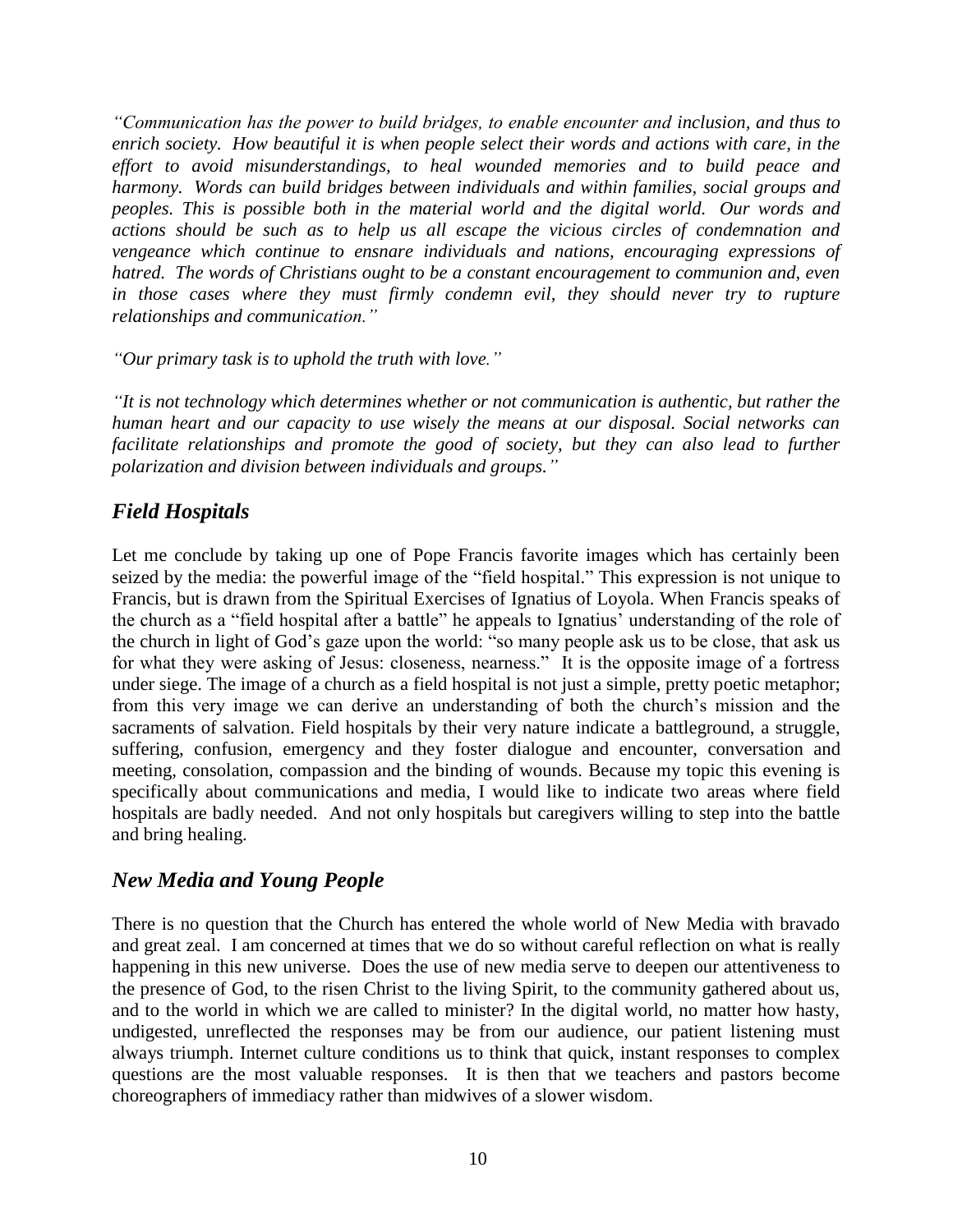*"Communication has the power to build bridges, to enable encounter and inclusion, and thus to enrich society. How beautiful it is when people select their words and actions with care, in the effort to avoid misunderstandings, to heal wounded memories and to build peace and harmony. Words can build bridges between individuals and within families, social groups and peoples. This is possible both in the material world and the digital world. Our words and actions should be such as to help us all escape the vicious circles of condemnation and vengeance which continue to ensnare individuals and nations, encouraging expressions of hatred. The words of Christians ought to be a constant encouragement to communion and, even in those cases where they must firmly condemn evil, they should never try to rupture relationships and communication."*

*"Our primary task is to uphold the truth with love."*

*"It is not technology which determines whether or not communication is authentic, but rather the human heart and our capacity to use wisely the means at our disposal. Social networks can facilitate relationships and promote the good of society, but they can also lead to further polarization and division between individuals and groups."*

## *Field Hospitals*

Let me conclude by taking up one of Pope Francis favorite images which has certainly been seized by the media: the powerful image of the "field hospital." This expression is not unique to Francis, but is drawn from the Spiritual Exercises of Ignatius of Loyola. When Francis speaks of the church as a "field hospital after a battle" he appeals to Ignatius' understanding of the role of the church in light of God's gaze upon the world: "so many people ask us to be close, that ask us for what they were asking of Jesus: closeness, nearness." It is the opposite image of a fortress under siege. The image of a church as a field hospital is not just a simple, pretty poetic metaphor; from this very image we can derive an understanding of both the church's mission and the sacraments of salvation. Field hospitals by their very nature indicate a battleground, a struggle, suffering, confusion, emergency and they foster dialogue and encounter, conversation and meeting, consolation, compassion and the binding of wounds. Because my topic this evening is specifically about communications and media, I would like to indicate two areas where field hospitals are badly needed. And not only hospitals but caregivers willing to step into the battle and bring healing.

## *New Media and Young People*

There is no question that the Church has entered the whole world of New Media with bravado and great zeal. I am concerned at times that we do so without careful reflection on what is really happening in this new universe. Does the use of new media serve to deepen our attentiveness to the presence of God, to the risen Christ to the living Spirit, to the community gathered about us, and to the world in which we are called to minister? In the digital world, no matter how hasty, undigested, unreflected the responses may be from our audience, our patient listening must always triumph. Internet culture conditions us to think that quick, instant responses to complex questions are the most valuable responses. It is then that we teachers and pastors become choreographers of immediacy rather than midwives of a slower wisdom.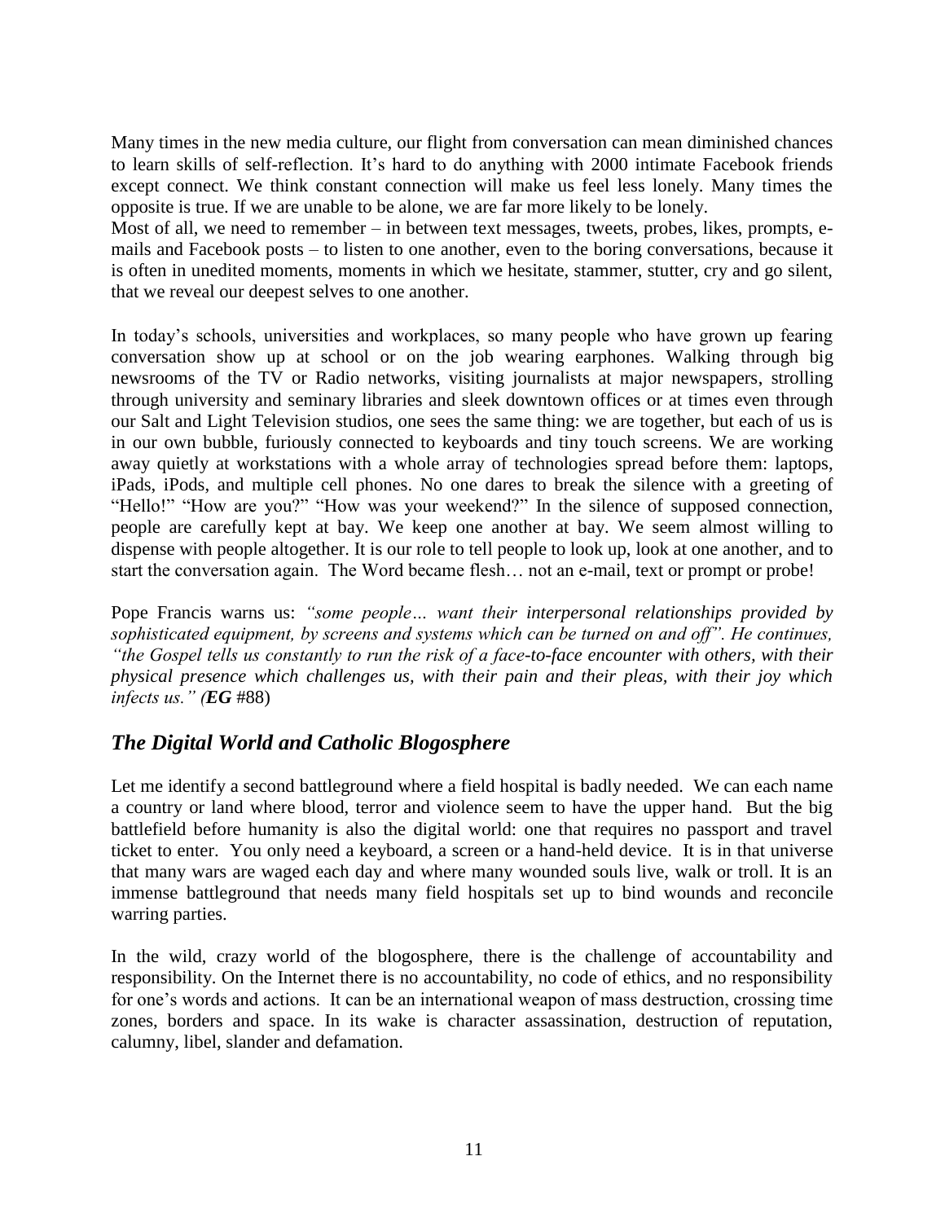Many times in the new media culture, our flight from conversation can mean diminished chances to learn skills of self-reflection. It's hard to do anything with 2000 intimate Facebook friends except connect. We think constant connection will make us feel less lonely. Many times the opposite is true. If we are unable to be alone, we are far more likely to be lonely.

Most of all, we need to remember – in between text messages, tweets, probes, likes, prompts, e-mails and Facebook posts – to listen to one another, even to the boring conversations, because it is often in unedited moments, moments in which we hesitate, stammer, stutter, cry and go silent, that we reveal our deepest selves to one another.

In today's schools, universities and workplaces, so many people who have grown up fearing conversation show up at school or on the job wearing earphones. Walking through big newsrooms of the TV or Radio networks, visiting journalists at major newspapers, strolling through university and seminary libraries and sleek downtown offices or at times even through our Salt and Light Television studios, one sees the same thing: we are together, but each of us is in our own bubble, furiously connected to keyboards and tiny touch screens. We are working away quietly at workstations with a whole array of technologies spread before them: laptops, iPads, iPods, and multiple cell phones. No one dares to break the silence with a greeting of "Hello!" "How are you?" "How was your weekend?" In the silence of supposed connection, people are carefully kept at bay. We keep one another at bay. We seem almost willing to dispense with people altogether. It is our role to tell people to look up, look at one another, and to start the conversation again. The Word became flesh… not an e-mail, text or prompt or probe!

Pope Francis warns us: *"some people… want their interpersonal relationships provided by sophisticated equipment, by screens and systems which can be turned on and off". He continues, "the Gospel tells us constantly to run the risk of a face-to-face encounter with others, with their physical presence which challenges us, with their pain and their pleas, with their joy which infects us." (**EG*** #88)

## *The Digital World and Catholic Blogosphere*

Let me identify a second battleground where a field hospital is badly needed. We can each name a country or land where blood, terror and violence seem to have the upper hand. But the big battlefield before humanity is also the digital world: one that requires no passport and travel ticket to enter. You only need a keyboard, a screen or a hand-held device. It is in that universe that many wars are waged each day and where many wounded souls live, walk or troll. It is an immense battleground that needs many field hospitals set up to bind wounds and reconcile warring parties.

In the wild, crazy world of the blogosphere, there is the challenge of accountability and responsibility. On the Internet there is no accountability, no code of ethics, and no responsibility for one's words and actions. It can be an international weapon of mass destruction, crossing time zones, borders and space. In its wake is character assassination, destruction of reputation, calumny, libel, slander and defamation.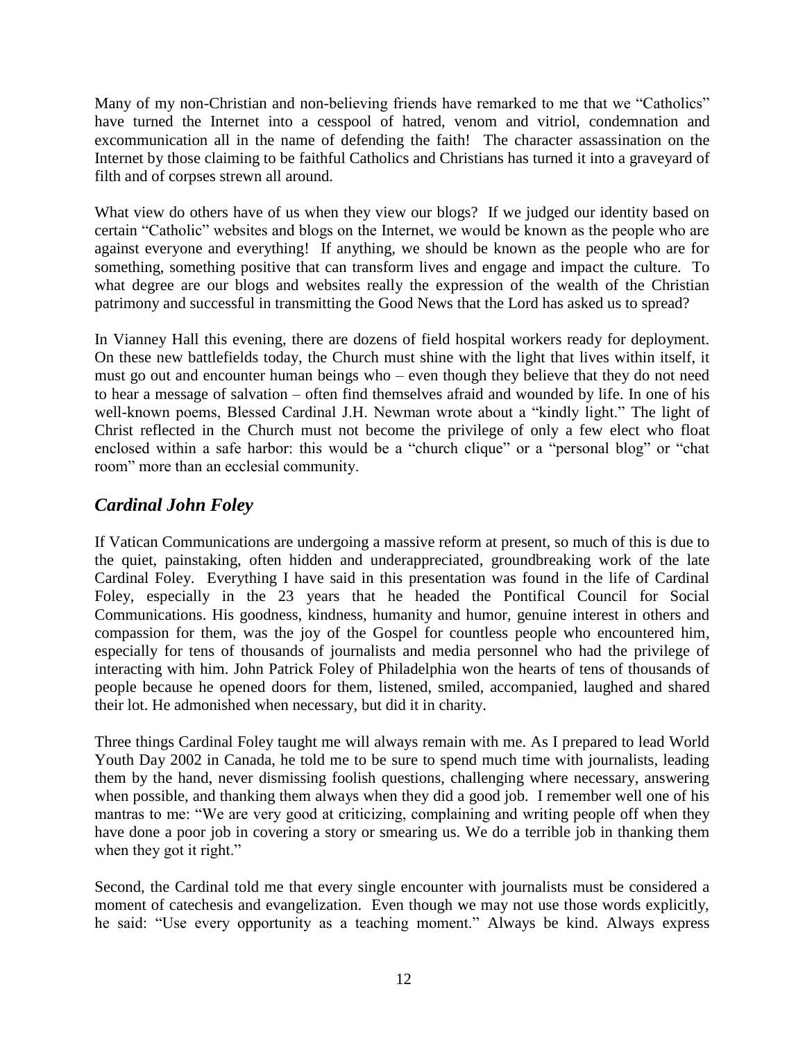Many of my non-Christian and non-believing friends have remarked to me that we "Catholics" have turned the Internet into a cesspool of hatred, venom and vitriol, condemnation and excommunication all in the name of defending the faith! The character assassination on the Internet by those claiming to be faithful Catholics and Christians has turned it into a graveyard of filth and of corpses strewn all around.

What view do others have of us when they view our blogs? If we judged our identity based on certain "Catholic" websites and blogs on the Internet, we would be known as the people who are against everyone and everything! If anything, we should be known as the people who are for something, something positive that can transform lives and engage and impact the culture. To what degree are our blogs and websites really the expression of the wealth of the Christian patrimony and successful in transmitting the Good News that the Lord has asked us to spread?

In Vianney Hall this evening, there are dozens of field hospital workers ready for deployment. On these new battlefields today, the Church must shine with the light that lives within itself, it must go out and encounter human beings who – even though they believe that they do not need to hear a message of salvation – often find themselves afraid and wounded by life. In one of his well-known poems, Blessed Cardinal J.H. Newman wrote about a "kindly light." The light of Christ reflected in the Church must not become the privilege of only a few elect who float enclosed within a safe harbor: this would be a "church clique" or a "personal blog" or "chat room" more than an ecclesial community.

## *Cardinal John Foley*

If Vatican Communications are undergoing a massive reform at present, so much of this is due to the quiet, painstaking, often hidden and underappreciated, groundbreaking work of the late Cardinal Foley. Everything I have said in this presentation was found in the life of Cardinal Foley, especially in the 23 years that he headed the Pontifical Council for Social Communications. His goodness, kindness, humanity and humor, genuine interest in others and compassion for them, was the joy of the Gospel for countless people who encountered him, especially for tens of thousands of journalists and media personnel who had the privilege of interacting with him. John Patrick Foley of Philadelphia won the hearts of tens of thousands of people because he opened doors for them, listened, smiled, accompanied, laughed and shared their lot. He admonished when necessary, but did it in charity.

Three things Cardinal Foley taught me will always remain with me. As I prepared to lead World Youth Day 2002 in Canada, he told me to be sure to spend much time with journalists, leading them by the hand, never dismissing foolish questions, challenging where necessary, answering when possible, and thanking them always when they did a good job. I remember well one of his mantras to me: "We are very good at criticizing, complaining and writing people off when they have done a poor job in covering a story or smearing us. We do a terrible job in thanking them when they got it right."

Second, the Cardinal told me that every single encounter with journalists must be considered a moment of catechesis and evangelization. Even though we may not use those words explicitly, he said: "Use every opportunity as a teaching moment." Always be kind. Always express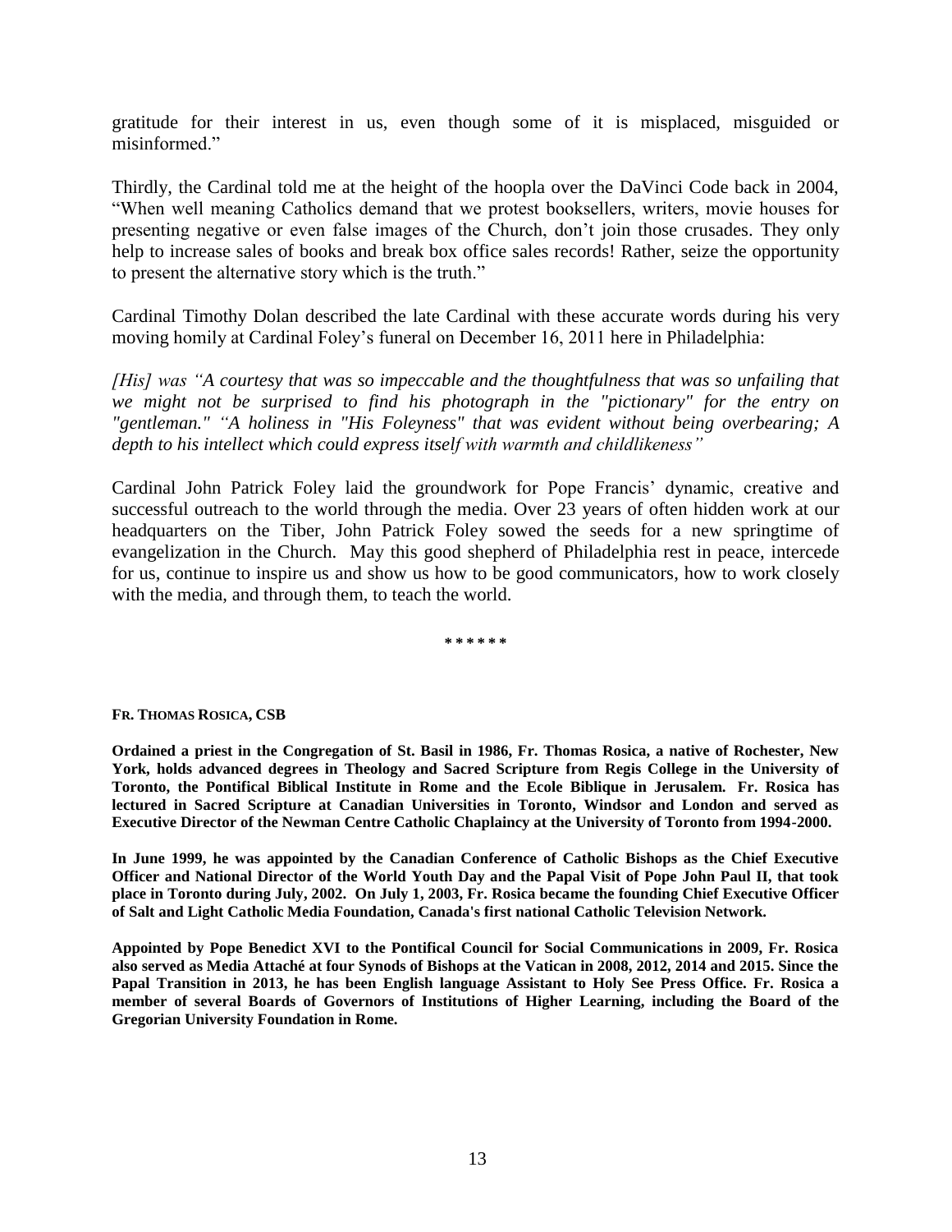gratitude for their interest in us, even though some of it is misplaced, misguided or misinformed."

Thirdly, the Cardinal told me at the height of the hoopla over the DaVinci Code back in 2004, "When well meaning Catholics demand that we protest booksellers, writers, movie houses for presenting negative or even false images of the Church, don't join those crusades. They only help to increase sales of books and break box office sales records! Rather, seize the opportunity to present the alternative story which is the truth."

Cardinal Timothy Dolan described the late Cardinal with these accurate words during his very moving homily at Cardinal Foley's funeral on December 16, 2011 here in Philadelphia:

*[His] was "A courtesy that was so impeccable and the thoughtfulness that was so unfailing that we might not be surprised to find his photograph in the "pictionary" for the entry on "gentleman." "A holiness in "His Foleyness" that was evident without being overbearing; A depth to his intellect which could express itself with warmth and childlikeness"*

Cardinal John Patrick Foley laid the groundwork for Pope Francis' dynamic, creative and successful outreach to the world through the media. Over 23 years of often hidden work at our headquarters on the Tiber, John Patrick Foley sowed the seeds for a new springtime of evangelization in the Church. May this good shepherd of Philadelphia rest in peace, intercede for us, continue to inspire us and show us how to be good communicators, how to work closely with the media, and through them, to teach the world.

\* \* \* \* \* \*

**FR. THOMAS ROSICA, CSB**

**Ordained a priest in the Congregation of St. Basil in 1986, Fr. Thomas Rosica, a native of Rochester, New York, holds advanced degrees in Theology and Sacred Scripture from Regis College in the University of Toronto, the Pontifical Biblical Institute in Rome and the Ecole Biblique in Jerusalem. Fr. Rosica has lectured in Sacred Scripture at Canadian Universities in Toronto, Windsor and London and served as Executive Director of the Newman Centre Catholic Chaplaincy at the University of Toronto from 1994-2000.**

**In June 1999, he was appointed by the Canadian Conference of Catholic Bishops as the Chief Executive Officer and National Director of the World Youth Day and the Papal Visit of Pope John Paul II, that took place in Toronto during July, 2002. On July 1, 2003, Fr. Rosica became the founding Chief Executive Officer of Salt and Light Catholic Media Foundation, Canada's first national Catholic Television Network.**

**Appointed by Pope Benedict XVI to the Pontifical Council for Social Communications in 2009, Fr. Rosica also served as Media Attaché at four Synods of Bishops at the Vatican in 2008, 2012, 2014 and 2015. Since the Papal Transition in 2013, he has been English language Assistant to Holy See Press Office. Fr. Rosica a member of several Boards of Governors of Institutions of Higher Learning, including the Board of the Gregorian University Foundation in Rome.**